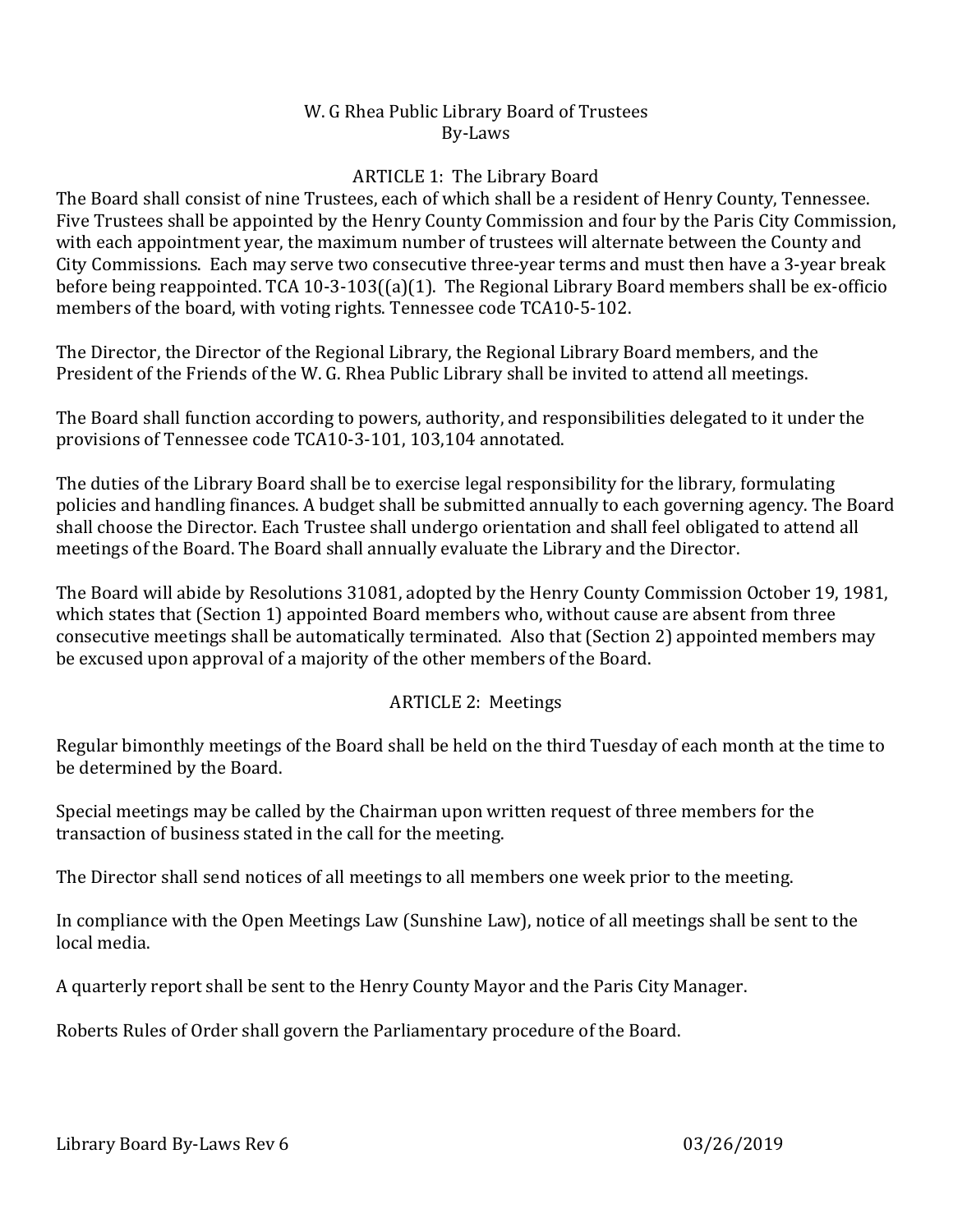# W. G Rhea Public Library Board of Trustees
## By-Laws

### ARTICLE 1: The Library Board

The Board shall consist of nine Trustees, each of which shall be a resident of Henry County, Tennessee. Five Trustees shall be appointed by the Henry County Commission and four by the Paris City Commission, with each appointment year, the maximum number of trustees will alternate between the County and City Commissions. Each may serve two consecutive three-year terms and must then have a 3-year break before being reappointed. TCA 10-3-103((a)(1). The Regional Library Board members shall be ex-officio members of the board, with voting rights. Tennessee code TCA10-5-102.

The Director, the Director of the Regional Library, the Regional Library Board members, and the President of the Friends of the W. G. Rhea Public Library shall be invited to attend all meetings.

The Board shall function according to powers, authority, and responsibilities delegated to it under the provisions of Tennessee code TCA10-3-101, 103,104 annotated.

The duties of the Library Board shall be to exercise legal responsibility for the library, formulating policies and handling finances. A budget shall be submitted annually to each governing agency. The Board shall choose the Director. Each Trustee shall undergo orientation and shall feel obligated to attend all meetings of the Board. The Board shall annually evaluate the Library and the Director.

The Board will abide by Resolutions 31081, adopted by the Henry County Commission October 19, 1981, which states that (Section 1) appointed Board members who, without cause are absent from three consecutive meetings shall be automatically terminated. Also that (Section 2) appointed members may be excused upon approval of a majority of the other members of the Board.

### ARTICLE 2: Meetings

Regular bimonthly meetings of the Board shall be held on the third Tuesday of each month at the time to be determined by the Board.

Special meetings may be called by the Chairman upon written request of three members for the transaction of business stated in the call for the meeting.

The Director shall send notices of all meetings to all members one week prior to the meeting.

In compliance with the Open Meetings Law (Sunshine Law), notice of all meetings shall be sent to the local media.

A quarterly report shall be sent to the Henry County Mayor and the Paris City Manager.

Roberts Rules of Order shall govern the Parliamentary procedure of the Board.

Library Board By-Laws Rev 6 03/26/2019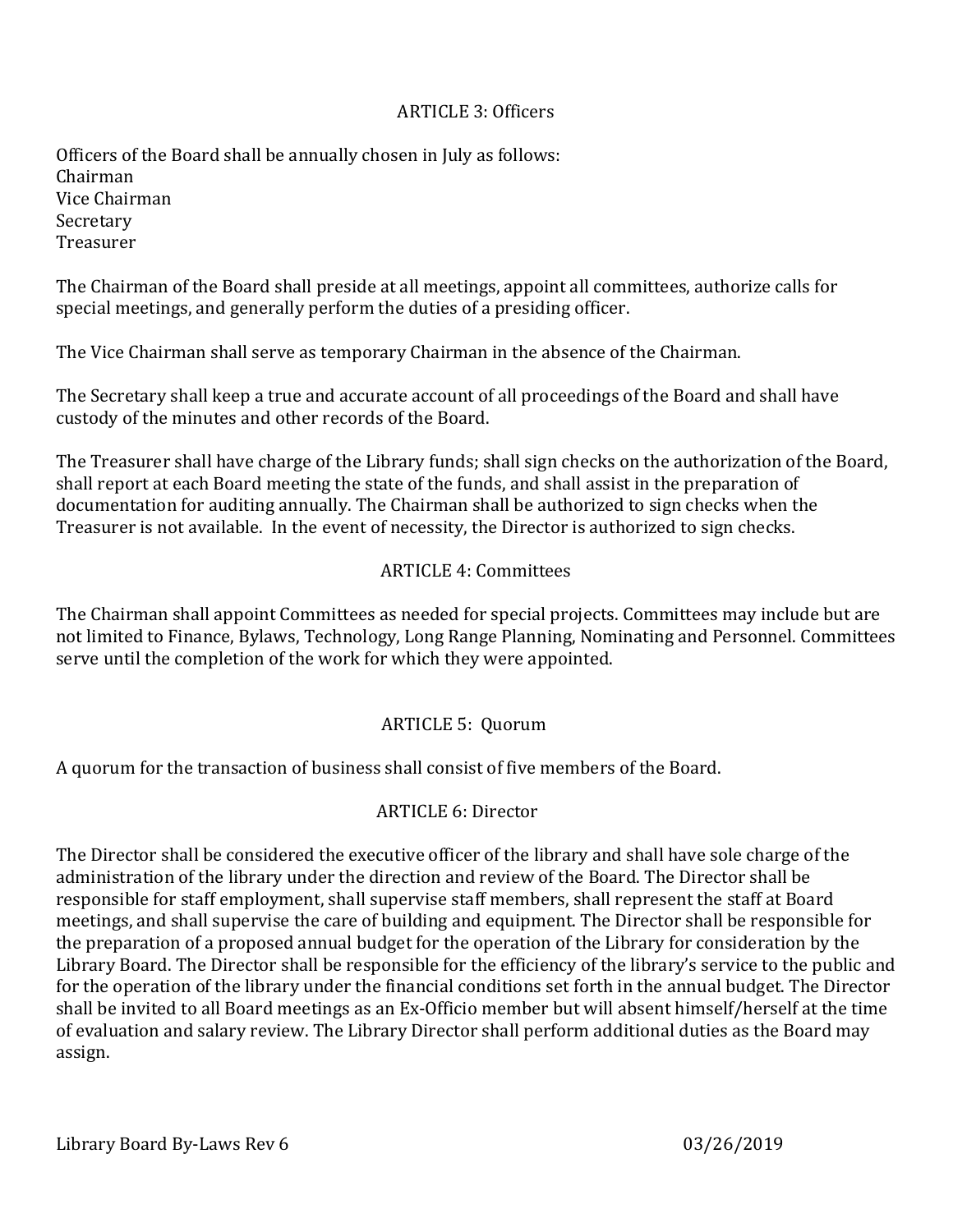## ARTICLE 3: Officers

Officers of the Board shall be annually chosen in July as follows:
Chairman
Vice Chairman
Secretary
Treasurer

The Chairman of the Board shall preside at all meetings, appoint all committees, authorize calls for special meetings, and generally perform the duties of a presiding officer.

The Vice Chairman shall serve as temporary Chairman in the absence of the Chairman.

The Secretary shall keep a true and accurate account of all proceedings of the Board and shall have custody of the minutes and other records of the Board.

The Treasurer shall have charge of the Library funds; shall sign checks on the authorization of the Board, shall report at each Board meeting the state of the funds, and shall assist in the preparation of documentation for auditing annually. The Chairman shall be authorized to sign checks when the Treasurer is not available. In the event of necessity, the Director is authorized to sign checks.

## ARTICLE 4: Committees

The Chairman shall appoint Committees as needed for special projects. Committees may include but are not limited to Finance, Bylaws, Technology, Long Range Planning, Nominating and Personnel. Committees serve until the completion of the work for which they were appointed.

## ARTICLE 5: Quorum

A quorum for the transaction of business shall consist of five members of the Board.

## ARTICLE 6: Director

The Director shall be considered the executive officer of the library and shall have sole charge of the administration of the library under the direction and review of the Board. The Director shall be responsible for staff employment, shall supervise staff members, shall represent the staff at Board meetings, and shall supervise the care of building and equipment. The Director shall be responsible for the preparation of a proposed annual budget for the operation of the Library for consideration by the Library Board. The Director shall be responsible for the efficiency of the library's service to the public and for the operation of the library under the financial conditions set forth in the annual budget. The Director shall be invited to all Board meetings as an Ex-Officio member but will absent himself/herself at the time of evaluation and salary review. The Library Director shall perform additional duties as the Board may assign.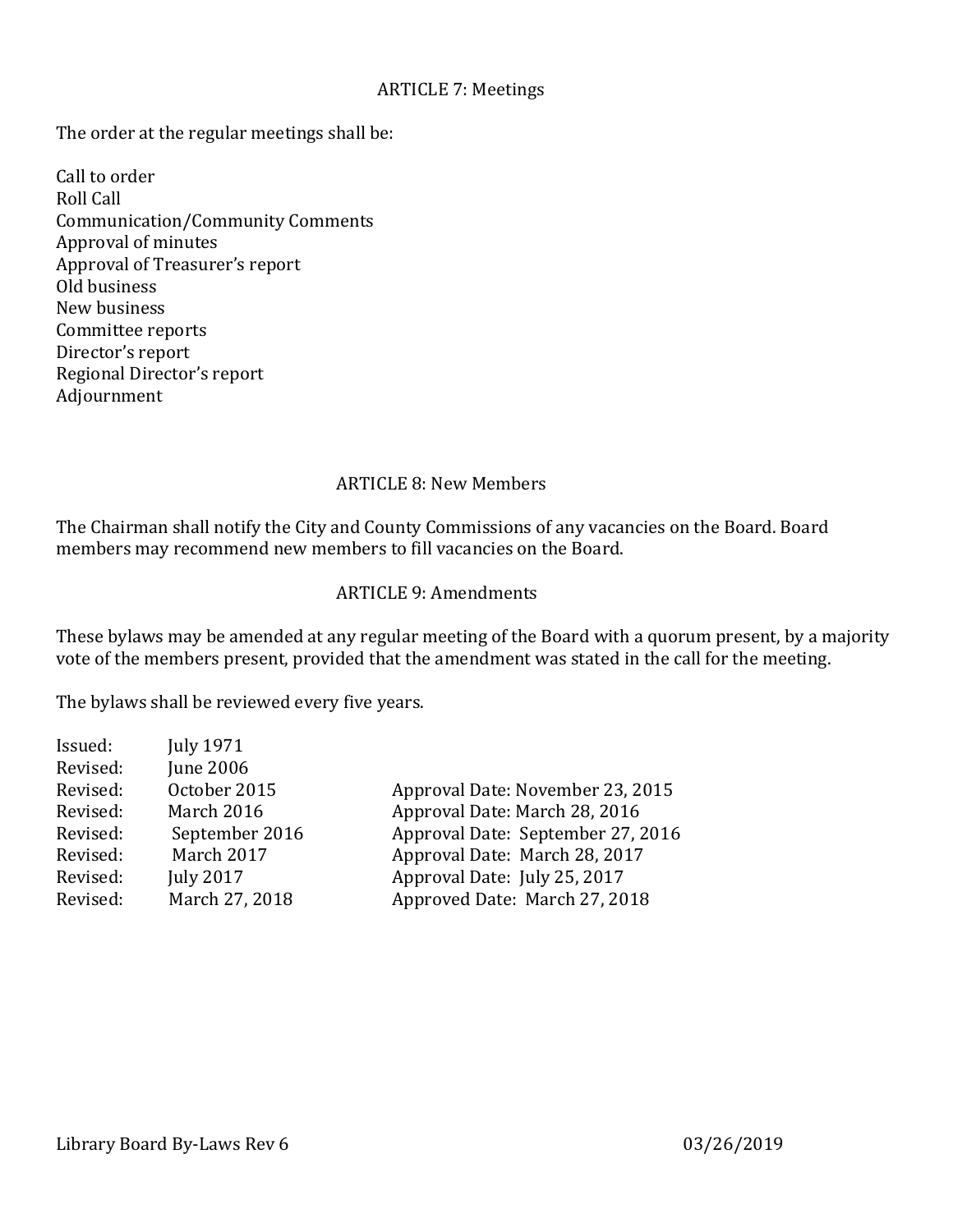## ARTICLE 7: Meetings

The order at the regular meetings shall be:

Call to order
Roll Call
Communication/Community Comments
Approval of minutes
Approval of Treasurer's report
Old business
New business
Committee reports
Director's report
Regional Director's report
Adjournment

## ARTICLE 8: New Members

The Chairman shall notify the City and County Commissions of any vacancies on the Board. Board members may recommend new members to fill vacancies on the Board.

## ARTICLE 9: Amendments

These bylaws may be amended at any regular meeting of the Board with a quorum present, by a majority vote of the members present, provided that the amendment was stated in the call for the meeting.

The bylaws shall be reviewed every five years.

| | | |
|---|---|---|
| Issued: | July 1971 | |
| Revised: | June 2006 | |
| Revised: | October 2015 | Approval Date: November 23, 2015 |
| Revised: | March 2016 | Approval Date: March 28, 2016 |
| Revised: | September 2016 | Approval Date: September 27, 2016 |
| Revised: | March 2017 | Approval Date: March 28, 2017 |
| Revised: | July 2017 | Approval Date: July 25, 2017 |
| Revised: | March 27, 2018 | Approved Date: March 27, 2018 |